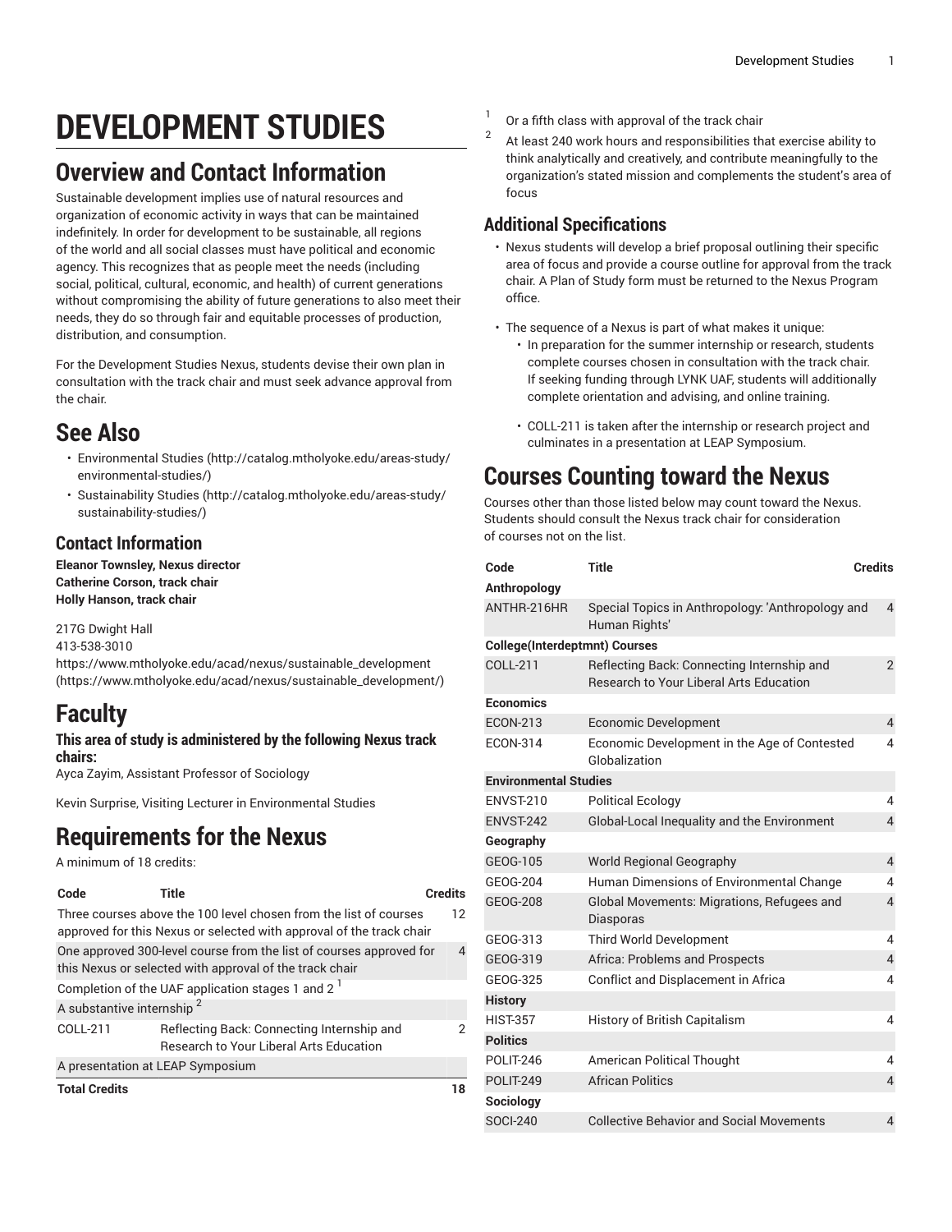# DEVELOPMENT STUDIES

## Overview and Contact Information

Sustainable development implies use of natural resources and organization of economic activity in ways that can be maintained indefinitely. In order for development to be sustainable, all regions of the world and all social classes must have political and economic agency. This recognizes that as people meet the needs (including social, political, cultural, economic, and health) of current generations without compromising the ability of future generations to also meet their needs, they do so through fair and equitable processes of production, distribution, and consumption.

For the Development Studies Nexus, students devise their own plan in consultation with the track chair and must seek advance approval from the chair.

## See Also

- Environmental Studies (http://catalog.mtholyoke.edu/areas-study/environmental-studies/)
- Sustainability Studies (http://catalog.mtholyoke.edu/areas-study/sustainability-studies/)

### Contact Information

**Eleanor Townsley, Nexus director**
**Catherine Corson, track chair**
**Holly Hanson, track chair**

217G Dwight Hall
413-538-3010
https://www.mtholyoke.edu/acad/nexus/sustainable_development (https://www.mtholyoke.edu/acad/nexus/sustainable_development/)

## Faculty

### This area of study is administered by the following Nexus track chairs:

Ayca Zayim, Assistant Professor of Sociology

Kevin Surprise, Visiting Lecturer in Environmental Studies

## Requirements for the Nexus

A minimum of 18 credits:

| Code | Title | Credits |
|---|---|---|
| Three courses above the 100 level chosen from the list of courses approved for this Nexus or selected with approval of the track chair | | 12 |
| One approved 300-level course from the list of courses approved for this Nexus or selected with approval of the track chair | | 4 |
| Completion of the UAF application stages 1 and 2 [1] | | |
| A substantive internship [2] | | |
| COLL-211 | Reflecting Back: Connecting Internship and Research to Your Liberal Arts Education | 2 |
| A presentation at LEAP Symposium | | |
| **Total Credits** | | **18** |

1. Or a fifth class with approval of the track chair
2. At least 240 work hours and responsibilities that exercise ability to think analytically and creatively, and contribute meaningfully to the organization's stated mission and complements the student's area of focus

### Additional Specifications

- Nexus students will develop a brief proposal outlining their specific area of focus and provide a course outline for approval from the track chair. A Plan of Study form must be returned to the Nexus Program office.
- The sequence of a Nexus is part of what makes it unique:
  - In preparation for the summer internship or research, students complete courses chosen in consultation with the track chair. If seeking funding through LYNK UAF, students will additionally complete orientation and advising, and online training.
  - COLL-211 is taken after the internship or research project and culminates in a presentation at LEAP Symposium.

## Courses Counting toward the Nexus

Courses other than those listed below may count toward the Nexus. Students should consult the Nexus track chair for consideration of courses not on the list.

| Code | Title | Credits |
|---|---|---|
| **Anthropology** | | |
| ANTHR-216HR | Special Topics in Anthropology: 'Anthropology and Human Rights' | 4 |
| **College(Interdeptmnt) Courses** | | |
| COLL-211 | Reflecting Back: Connecting Internship and Research to Your Liberal Arts Education | 2 |
| **Economics** | | |
| ECON-213 | Economic Development | 4 |
| ECON-314 | Economic Development in the Age of Contested Globalization | 4 |
| **Environmental Studies** | | |
| ENVST-210 | Political Ecology | 4 |
| ENVST-242 | Global-Local Inequality and the Environment | 4 |
| **Geography** | | |
| GEOG-105 | World Regional Geography | 4 |
| GEOG-204 | Human Dimensions of Environmental Change | 4 |
| GEOG-208 | Global Movements: Migrations, Refugees and Diasporas | 4 |
| GEOG-313 | Third World Development | 4 |
| GEOG-319 | Africa: Problems and Prospects | 4 |
| GEOG-325 | Conflict and Displacement in Africa | 4 |
| **History** | | |
| HIST-357 | History of British Capitalism | 4 |
| **Politics** | | |
| POLIT-246 | American Political Thought | 4 |
| POLIT-249 | African Politics | 4 |
| **Sociology** | | |
| SOCI-240 | Collective Behavior and Social Movements | 4 |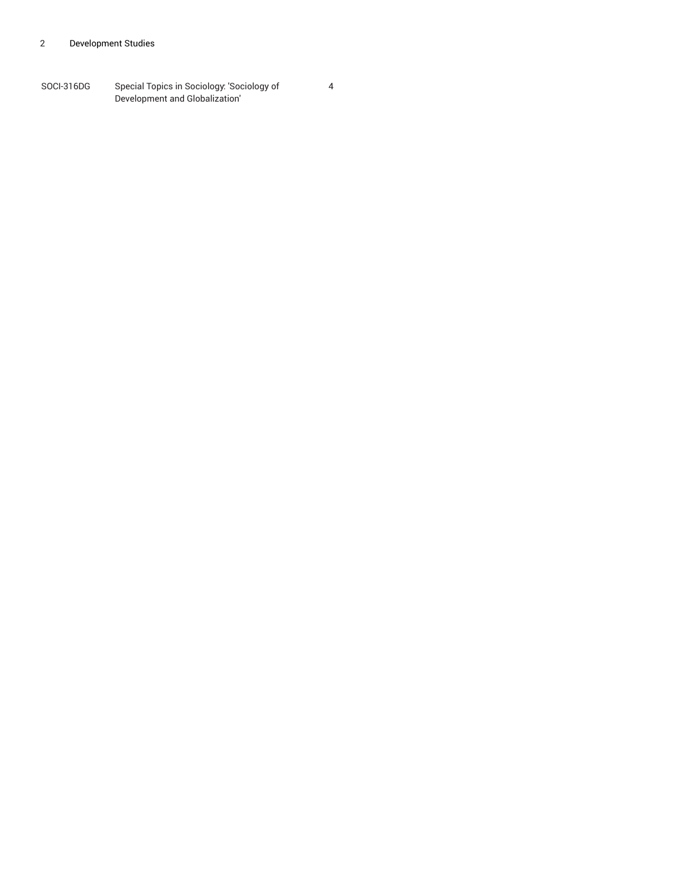| | | |
|---|---|---|
| SOCI-316DG | Special Topics in Sociology: 'Sociology of Development and Globalization' | 4 |